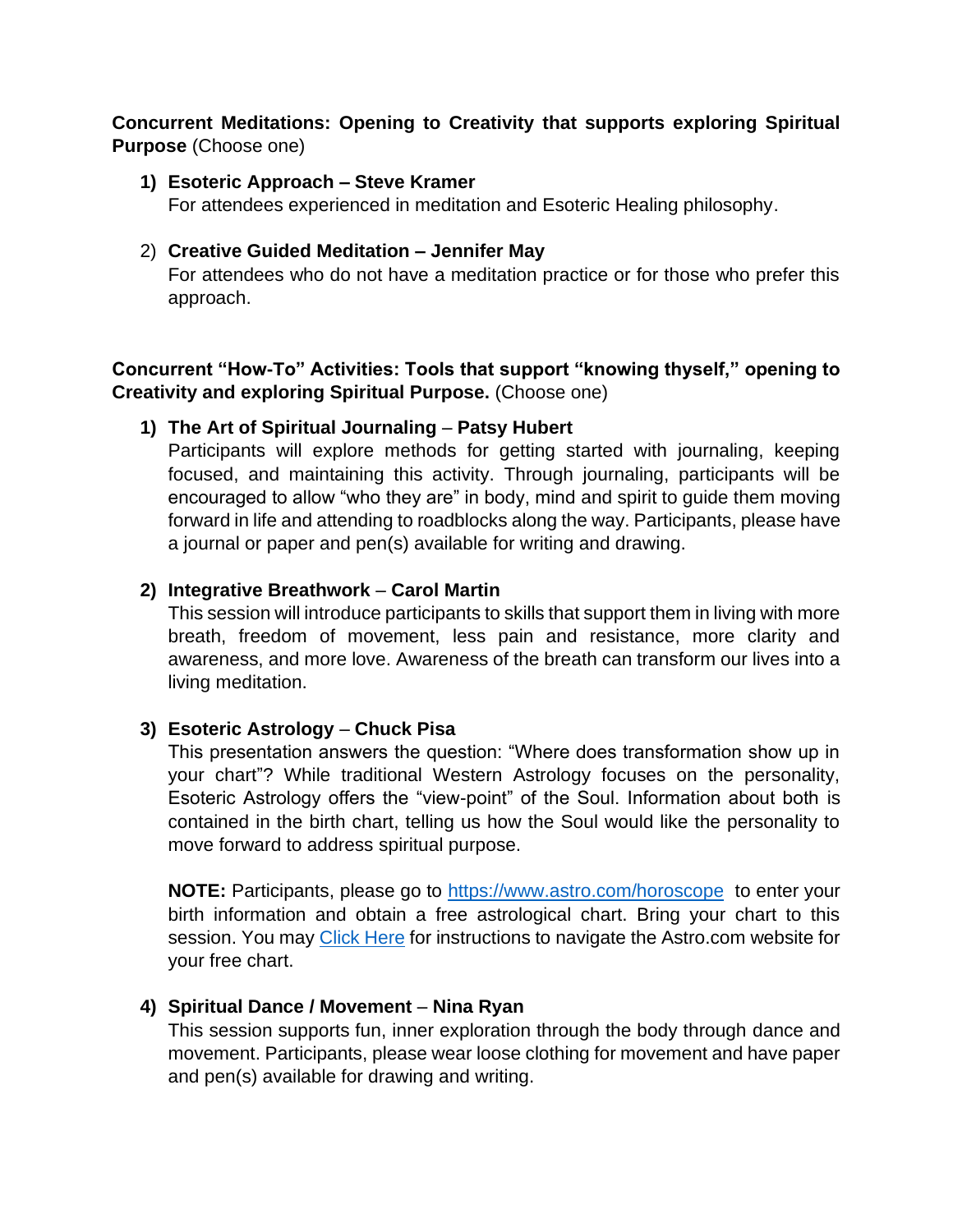**Concurrent Meditations: Opening to Creativity that supports exploring Spiritual Purpose** (Choose one)

1) **Esoteric Approach – Steve Kramer**
   For attendees experienced in meditation and Esoteric Healing philosophy.

2) **Creative Guided Meditation – Jennifer May**
   For attendees who do not have a meditation practice or for those who prefer this approach.

**Concurrent "How-To" Activities: Tools that support "knowing thyself," opening to Creativity and exploring Spiritual Purpose.** (Choose one)

1) **The Art of Spiritual Journaling** – **Patsy Hubert**
   Participants will explore methods for getting started with journaling, keeping focused, and maintaining this activity. Through journaling, participants will be encouraged to allow "who they are" in body, mind and spirit to guide them moving forward in life and attending to roadblocks along the way. Participants, please have a journal or paper and pen(s) available for writing and drawing.

2) **Integrative Breathwork** – **Carol Martin**
   This session will introduce participants to skills that support them in living with more breath, freedom of movement, less pain and resistance, more clarity and awareness, and more love. Awareness of the breath can transform our lives into a living meditation.

3) **Esoteric Astrology** – **Chuck Pisa**
   This presentation answers the question: "Where does transformation show up in your chart"? While traditional Western Astrology focuses on the personality, Esoteric Astrology offers the "view-point" of the Soul. Information about both is contained in the birth chart, telling us how the Soul would like the personality to move forward to address spiritual purpose.

   **NOTE:** Participants, please go to https://www.astro.com/horoscope to enter your birth information and obtain a free astrological chart. Bring your chart to this session. You may Click Here for instructions to navigate the Astro.com website for your free chart.

4) **Spiritual Dance / Movement** – **Nina Ryan**
   This session supports fun, inner exploration through the body through dance and movement. Participants, please wear loose clothing for movement and have paper and pen(s) available for drawing and writing.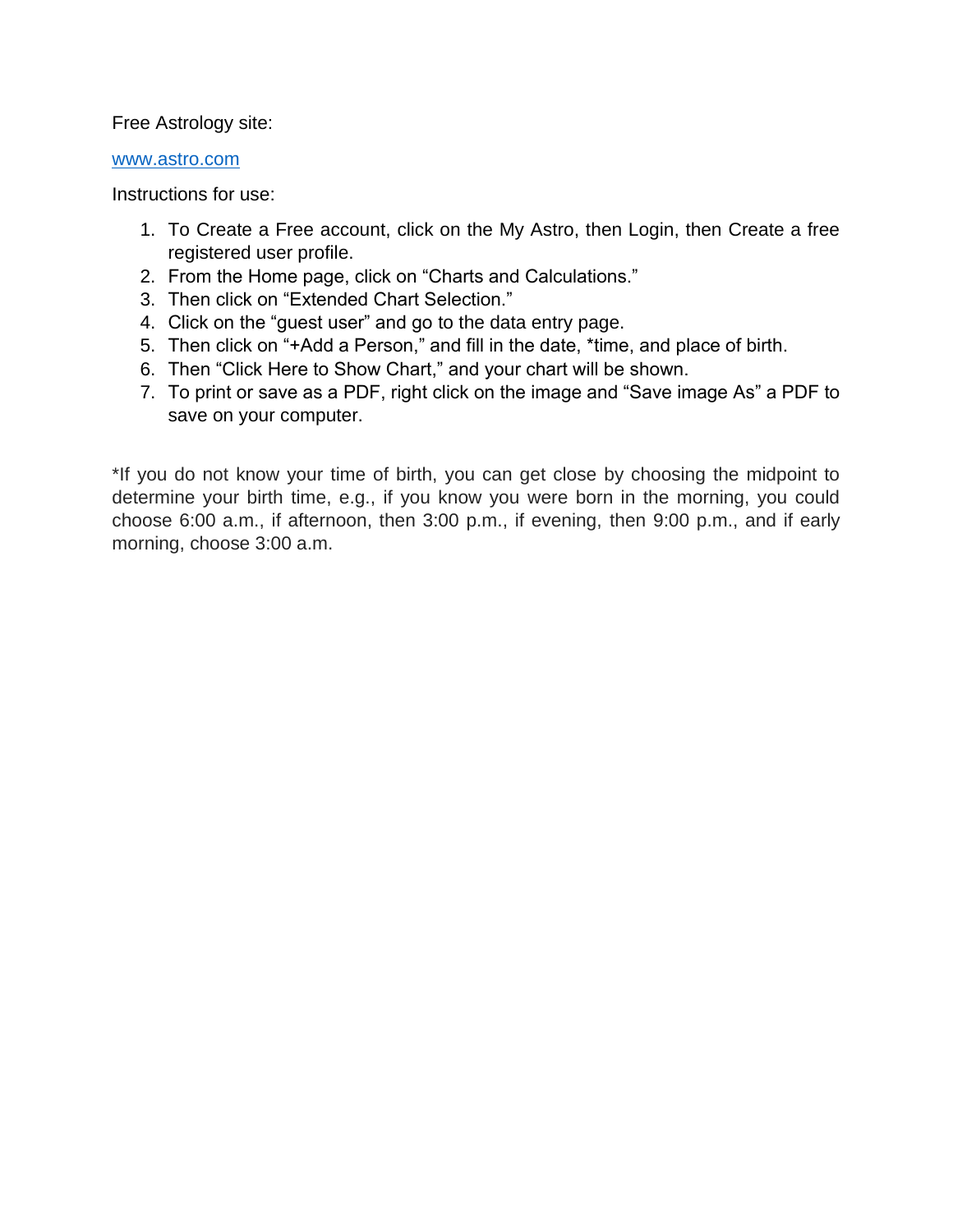Free Astrology site:

www.astro.com

Instructions for use:

1. To Create a Free account, click on the My Astro, then Login, then Create a free registered user profile.
2. From the Home page, click on "Charts and Calculations."
3. Then click on "Extended Chart Selection."
4. Click on the "guest user" and go to the data entry page.
5. Then click on "+Add a Person," and fill in the date, *time, and place of birth.
6. Then "Click Here to Show Chart," and your chart will be shown.
7. To print or save as a PDF, right click on the image and "Save image As" a PDF to save on your computer.

*If you do not know your time of birth, you can get close by choosing the midpoint to determine your birth time, e.g., if you know you were born in the morning, you could choose 6:00 a.m., if afternoon, then 3:00 p.m., if evening, then 9:00 p.m., and if early morning, choose 3:00 a.m.